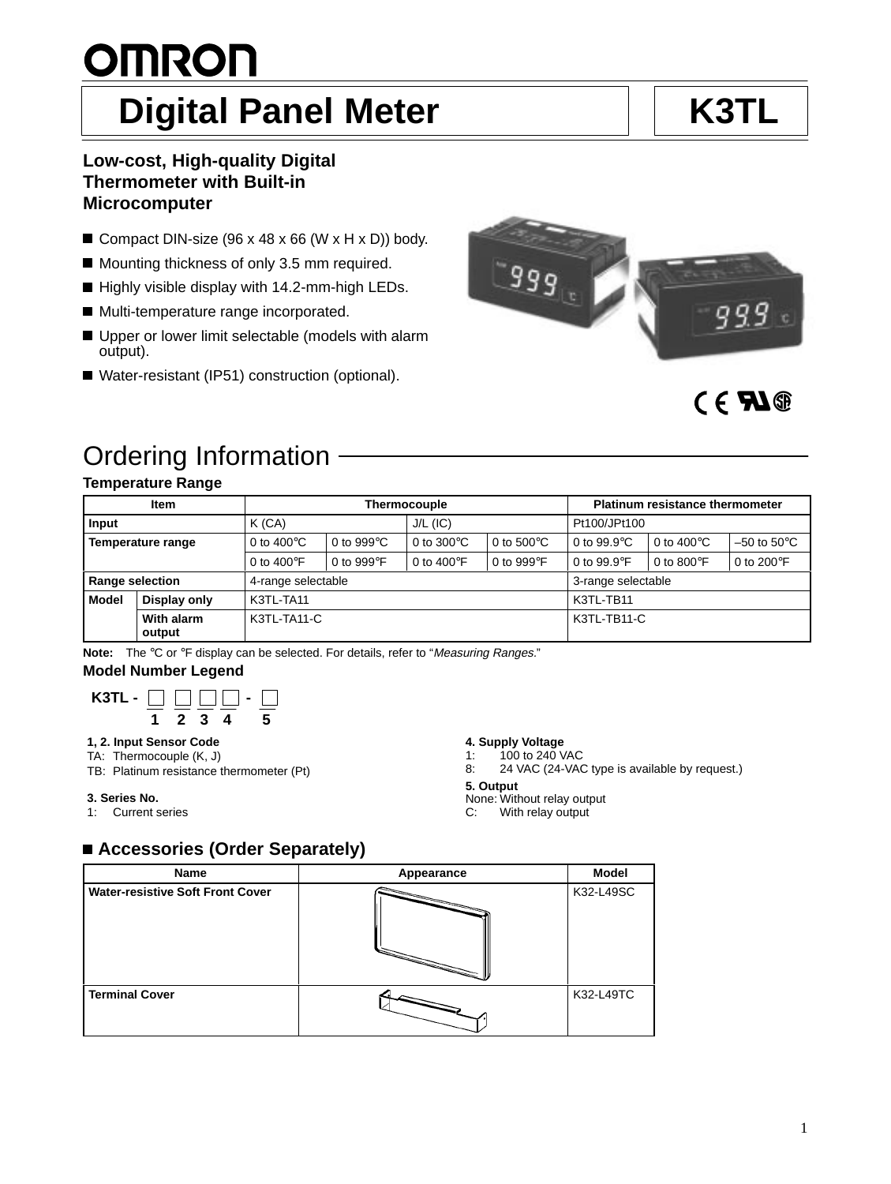# OMRON

# Digital Panel Meter K3TL

### Low-cost, High-quality Digital Thermometer with Built-in Microcomputer

- Compact DIN-size (96 x 48 x 66 (W x H x D)) body.
- Mounting thickness of only 3.5 mm required.
- Highly visible display with 14.2-mm-high LEDs.
- Multi-temperature range incorporated.
- Upper or lower limit selectable (models with alarm output).
- Water-resistant (IP51) construction (optional).

## Ordering Information

### Temperature Range

| Item | | Thermocouple | | | | Platinum resistance thermometer | | |
|---|---|---|---|---|---|---|---|---|
| Input | | K (CA) | | J/L (IC) | | Pt100/JPt100 | | |
| Temperature range | | 0 to 400°C | 0 to 999°C | 0 to 300°C | 0 to 500°C | 0 to 99.9°C | 0 to 400°C | –50 to 50°C |
| | | 0 to 400°F | 0 to 999°F | 0 to 400°F | 0 to 999°F | 0 to 99.9°F | 0 to 800°F | 0 to 200°F |
| Range selection | | 4-range selectable | | | | 3-range selectable | | |
| Model | Display only | K3TL-TA11 | | | | K3TL-TB11 | | |
| | With alarm output | K3TL-TA11-C | | | | K3TL-TB11-C | | |

**Note:** The °C or °F display can be selected. For details, refer to "*Measuring Ranges.*"

### Model Number Legend

K3TL - □ □ □ □ - □

1 2 3 4 5

**1, 2. Input Sensor Code**
TA: Thermocouple (K, J)
TB: Platinum resistance thermometer (Pt)

**3. Series No.**
1: Current series

**4. Supply Voltage**
1: 100 to 240 VAC
8: 24 VAC (24-VAC type is available by request.)

**5. Output**
None: Without relay output
C: With relay output

### Accessories (Order Separately)

| Name | Appearance | Model |
|---|---|---|
| Water-resistive Soft Front Cover | | K32-L49SC |
| Terminal Cover | | K32-L49TC |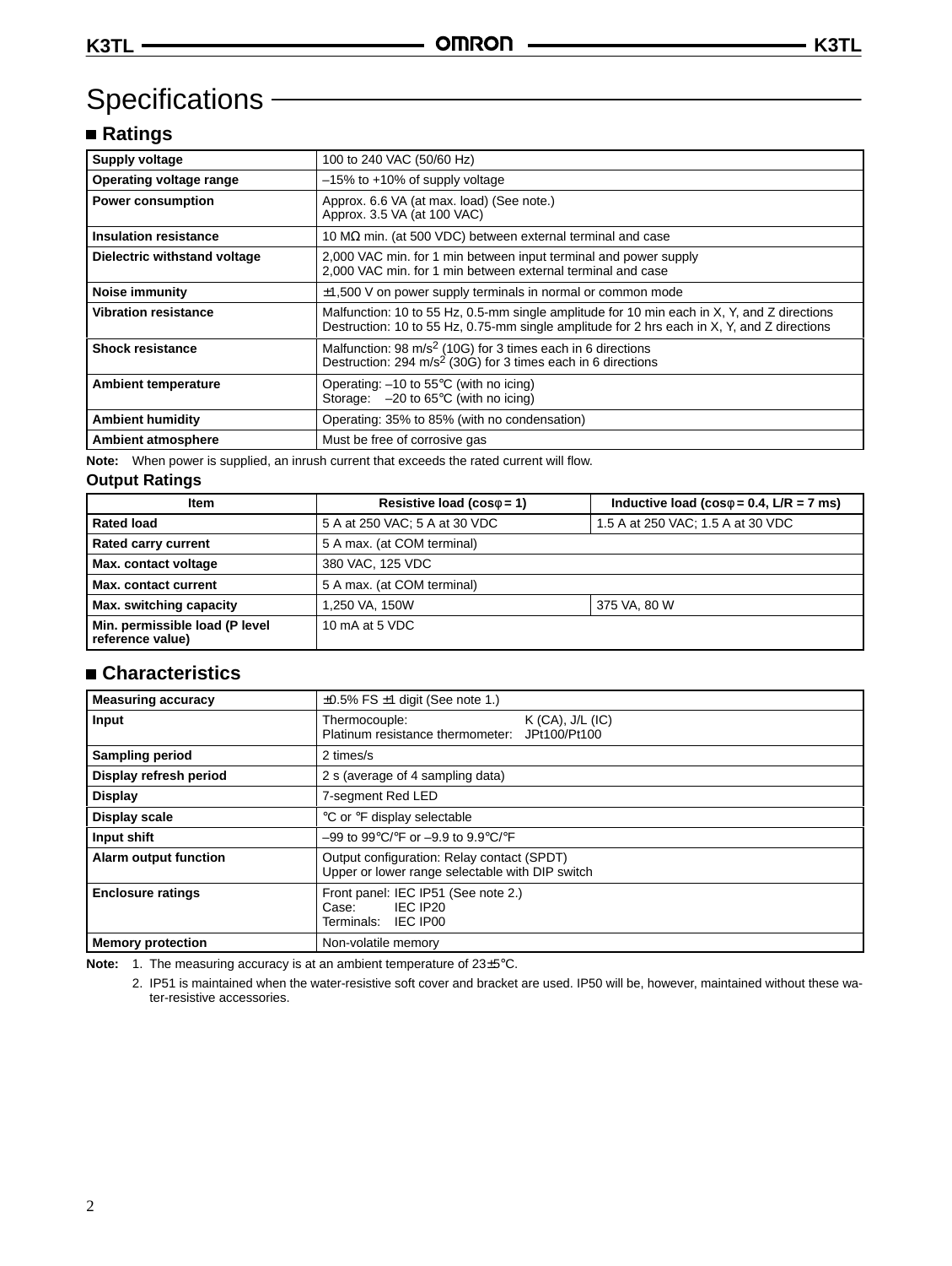# Specifications

## Ratings

| Supply voltage | 100 to 240 VAC (50/60 Hz) |
|---|---|
| Operating voltage range | –15% to +10% of supply voltage |
| Power consumption | Approx. 6.6 VA (at max. load) (See note.)<br>Approx. 3.5 VA (at 100 VAC) |
| Insulation resistance | 10 MΩ min. (at 500 VDC) between external terminal and case |
| Dielectric withstand voltage | 2,000 VAC min. for 1 min between input terminal and power supply<br>2,000 VAC min. for 1 min between external terminal and case |
| Noise immunity | ±1,500 V on power supply terminals in normal or common mode |
| Vibration resistance | Malfunction: 10 to 55 Hz, 0.5-mm single amplitude for 10 min each in X, Y, and Z directions<br>Destruction: 10 to 55 Hz, 0.75-mm single amplitude for 2 hrs each in X, Y, and Z directions |
| Shock resistance | Malfunction: 98 $m/s^2$ (10G) for 3 times each in 6 directions<br>Destruction: 294 $m/s^2$ (30G) for 3 times each in 6 directions |
| Ambient temperature | Operating: –10 to 55°C (with no icing)<br>Storage: –20 to 65°C (with no icing) |
| Ambient humidity | Operating: 35% to 85% (with no condensation) |
| Ambient atmosphere | Must be free of corrosive gas |

**Note:** When power is supplied, an inrush current that exceeds the rated current will flow.

### Output Ratings

| Item | Resistive load (cosφ = 1) | Inductive load (cosφ = 0.4, L/R = 7 ms) |
|---|---|---|
| Rated load | 5 A at 250 VAC; 5 A at 30 VDC | 1.5 A at 250 VAC; 1.5 A at 30 VDC |
| Rated carry current | 5 A max. (at COM terminal) | |
| Max. contact voltage | 380 VAC, 125 VDC | |
| Max. contact current | 5 A max. (at COM terminal) | |
| Max. switching capacity | 1,250 VA, 150W | 375 VA, 80 W |
| Min. permissible load (P level reference value) | 10 mA at 5 VDC | |

## Characteristics

| Measuring accuracy | ±0.5% FS ±1 digit (See note 1.) |
|---|---|
| Input | Thermocouple: K (CA), J/L (IC)<br>Platinum resistance thermometer: JPt100/Pt100 |
| Sampling period | 2 times/s |
| Display refresh period | 2 s (average of 4 sampling data) |
| Display | 7-segment Red LED |
| Display scale | °C or °F display selectable |
| Input shift | –99 to 99°C/°F or –9.9 to 9.9°C/°F |
| Alarm output function | Output configuration: Relay contact (SPDT)<br>Upper or lower range selectable with DIP switch |
| Enclosure ratings | Front panel: IEC IP51 (See note 2.)<br>Case: IEC IP20<br>Terminals: IEC IP00 |
| Memory protection | Non-volatile memory |

**Note:** 1. The measuring accuracy is at an ambient temperature of 23±5°C.

2. IP51 is maintained when the water-resistive soft cover and bracket are used. IP50 will be, however, maintained without these water-resistive accessories.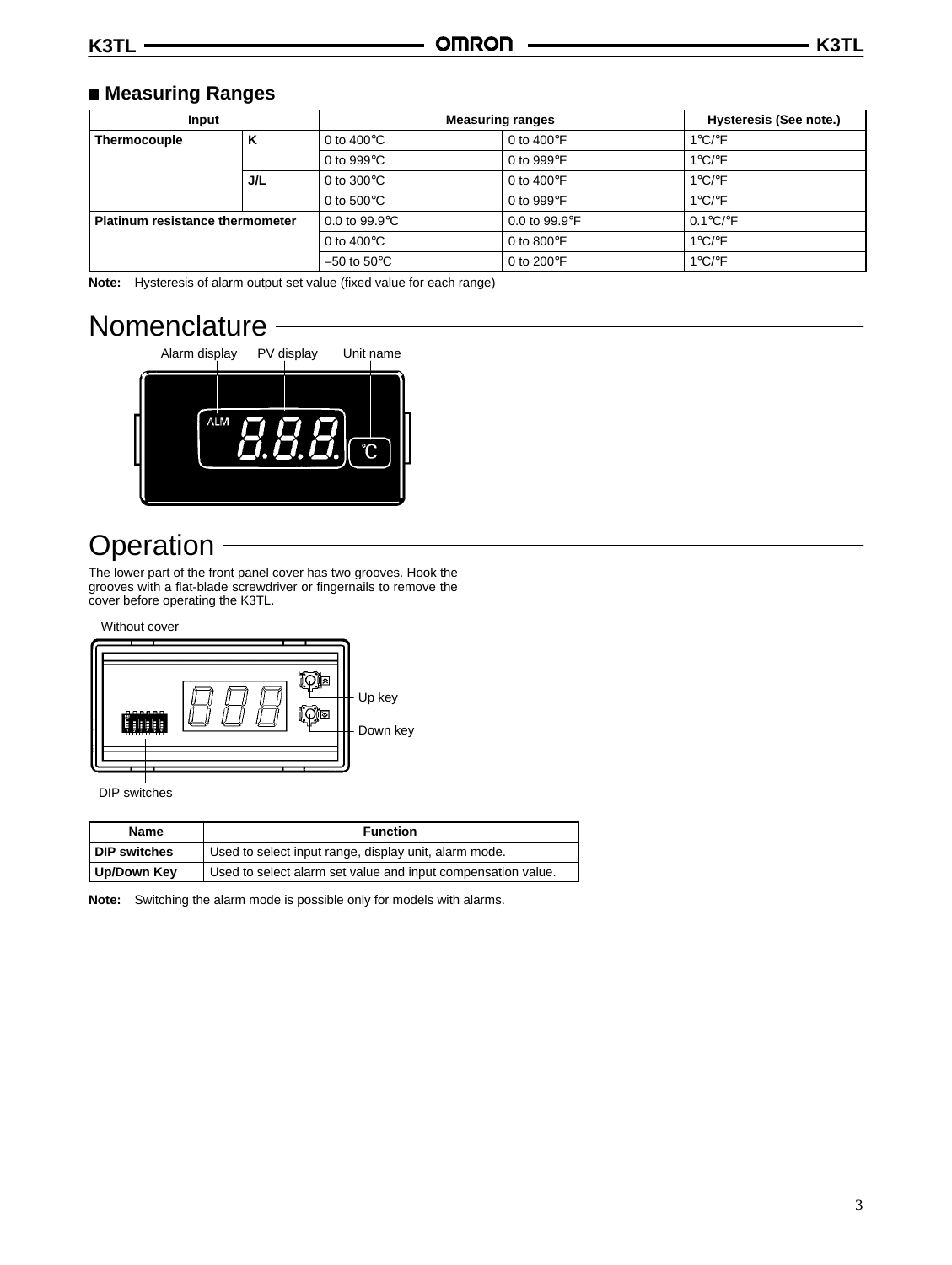## ■ Measuring Ranges

| Input | | Measuring ranges | | Hysteresis (See note.) |
|---|---|---|---|---|
| **Thermocouple** | **K** | 0 to 400°C | 0 to 400°F | 1°C/°F |
| | | 0 to 999°C | 0 to 999°F | 1°C/°F |
| | **J/L** | 0 to 300°C | 0 to 400°F | 1°C/°F |
| | | 0 to 500°C | 0 to 999°F | 1°C/°F |
| **Platinum resistance thermometer** | | 0.0 to 99.9°C | 0.0 to 99.9°F | 0.1°C/°F |
| | | 0 to 400°C | 0 to 800°F | 1°C/°F |
| | | –50 to 50°C | 0 to 200°F | 1°C/°F |

**Note:** Hysteresis of alarm output set value (fixed value for each range)

# Nomenclature

Alarm display　PV display　Unit name

# Operation

The lower part of the front panel cover has two grooves. Hook the grooves with a flat-blade screwdriver or fingernails to remove the cover before operating the K3TL.

Without cover

Up key

Down key

DIP switches

| Name | Function |
|---|---|
| **DIP switches** | Used to select input range, display unit, alarm mode. |
| **Up/Down Key** | Used to select alarm set value and input compensation value. |

**Note:** Switching the alarm mode is possible only for models with alarms.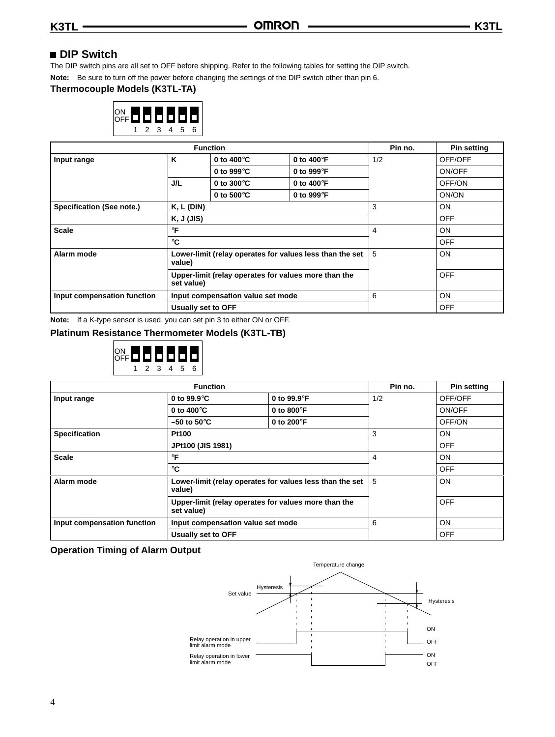## DIP Switch

The DIP switch pins are all set to OFF before shipping. Refer to the following tables for setting the DIP switch.

**Note:** Be sure to turn off the power before changing the settings of the DIP switch other than pin 6.

### Thermocouple Models (K3TL-TA)

| Function | | | | Pin no. | Pin setting |
|---|---|---|---|---|---|
| **Input range** | **K** | **0 to 400°C** | **0 to 400°F** | 1/2 | OFF/OFF |
| | | **0 to 999°C** | **0 to 999°F** | | ON/OFF |
| | **J/L** | **0 to 300°C** | **0 to 400°F** | | OFF/ON |
| | | **0 to 500°C** | **0 to 999°F** | | ON/ON |
| **Specification (See note.)** | **K, L (DIN)** | | | 3 | ON |
| | **K, J (JIS)** | | | | OFF |
| **Scale** | **°F** | | | 4 | ON |
| | **°C** | | | | OFF |
| **Alarm mode** | **Lower-limit (relay operates for values less than the set value)** | | | 5 | ON |
| | **Upper-limit (relay operates for values more than the set value)** | | | | OFF |
| **Input compensation function** | **Input compensation value set mode** | | | 6 | ON |
| | **Usually set to OFF** | | | | OFF |

**Note:** If a K-type sensor is used, you can set pin 3 to either ON or OFF.

### Platinum Resistance Thermometer Models (K3TL-TB)

| Function | | | Pin no. | Pin setting |
|---|---|---|---|---|
| **Input range** | **0 to 99.9°C** | **0 to 99.9°F** | 1/2 | OFF/OFF |
| | **0 to 400°C** | **0 to 800°F** | | ON/OFF |
| | **–50 to 50°C** | **0 to 200°F** | | OFF/ON |
| **Specification** | **Pt100** | | 3 | ON |
| | **JPt100 (JIS 1981)** | | | OFF |
| **Scale** | **°F** | | 4 | ON |
| | **°C** | | | OFF |
| **Alarm mode** | **Lower-limit (relay operates for values less than the set value)** | | 5 | ON |
| | **Upper-limit (relay operates for values more than the set value)** | | | OFF |
| **Input compensation function** | **Input compensation value set mode** | | 6 | ON |
| | **Usually set to OFF** | | | OFF |

### Operation Timing of Alarm Output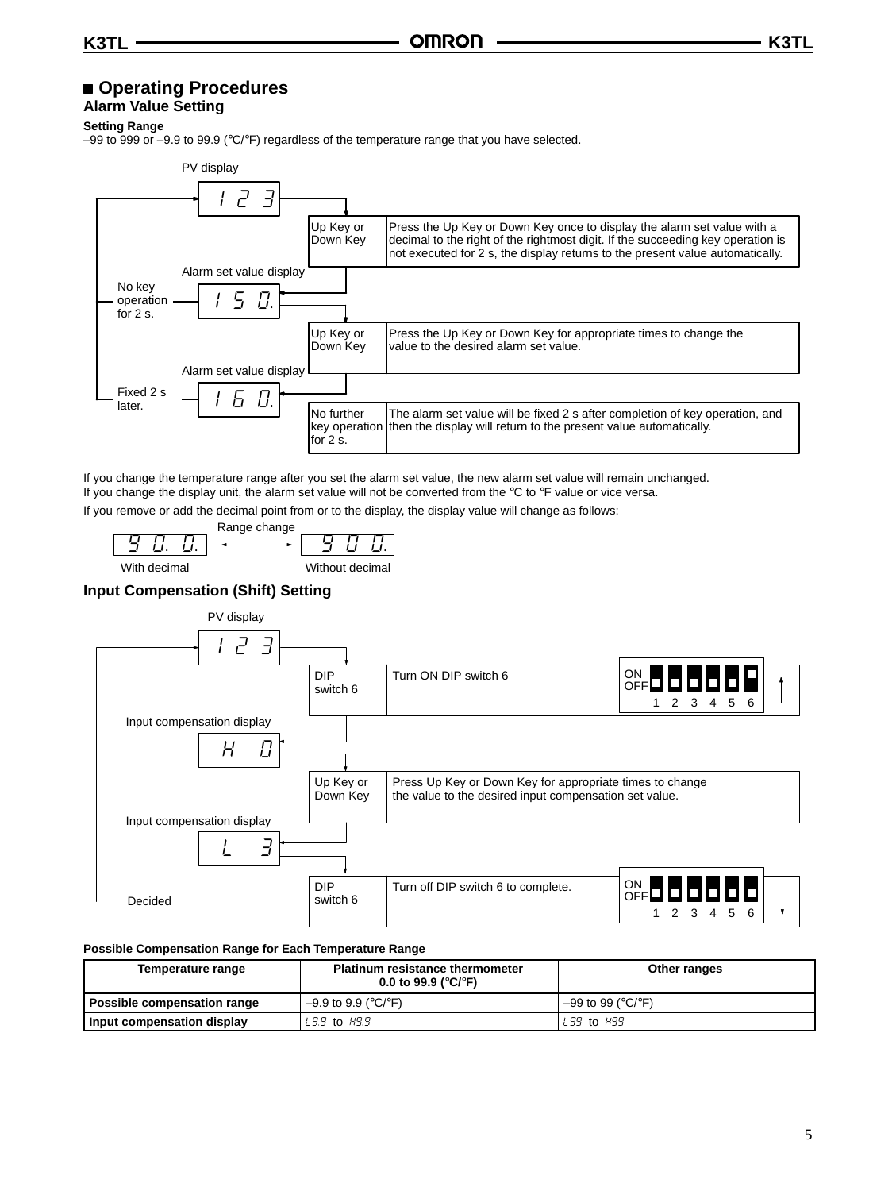## Operating Procedures

### Alarm Value Setting

**Setting Range**

–99 to 999 or –9.9 to 99.9 (°C/°F) regardless of the temperature range that you have selected.

PV display: 123

| Key | Operation |
| --- | --- |
| Up Key or Down Key | Press the Up Key or Down Key once to display the alarm set value with a decimal to the right of the rightmost digit. If the succeeding key operation is not executed for 2 s, the display returns to the present value automatically. |

Alarm set value display: 150. (No key operation for 2 s. → returns to PV display)

| Key | Operation |
| --- | --- |
| Up Key or Down Key | Press the Up Key or Down Key for appropriate times to change the value to the desired alarm set value. |

Alarm set value display: 160. (Fixed 2 s later. → returns to PV display)

| Key | Operation |
| --- | --- |
| No further key operation for 2 s. | The alarm set value will be fixed 2 s after completion of key operation, and then the display will return to the present value automatically. |

If you change the temperature range after you set the alarm set value, the new alarm set value will remain unchanged.
If you change the display unit, the alarm set value will not be converted from the °C to °F value or vice versa.

If you remove or add the decimal point from or to the display, the display value will change as follows:

90.0. (With decimal) ←Range change→ 900. (Without decimal)

### Input Compensation (Shift) Setting

PV display: 123

| Key | Operation | DIP switch |
| --- | --- | --- |
| DIP switch 6 | Turn ON DIP switch 6 | Pin 6 ON (pins 1–5 OFF) |

Input compensation display: H 0

| Key | Operation |
| --- | --- |
| Up Key or Down Key | Press Up Key or Down Key for appropriate times to change the value to the desired input compensation set value. |

Input compensation display: L 3

| Key | Operation | DIP switch |
| --- | --- | --- |
| DIP switch 6 | Turn off DIP switch 6 to complete. | All pins 1–6 OFF |

Decided → returns to PV display

**Possible Compensation Range for Each Temperature Range**

| Temperature range | Platinum resistance thermometer 0.0 to 99.9 (°C/°F) | Other ranges |
| --- | --- | --- |
| Possible compensation range | –9.9 to 9.9 (°C/°F) | –99 to 99 (°C/°F) |
| Input compensation display | L9.9 to H9.9 | L99 to H99 |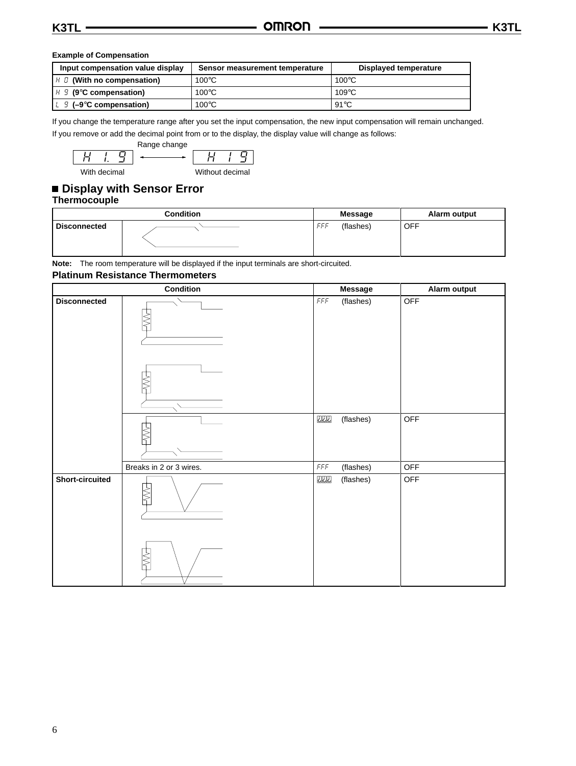**Example of Compensation**

| Input compensation value display | Sensor measurement temperature | Displayed temperature |
|---|---|---|
| H 0 (With no compensation) | 100°C | 100°C |
| H 9 (9°C compensation) | 100°C | 109°C |
| L 9 (–9°C compensation) | 100°C | 91°C |

If you change the temperature range after you set the input compensation, the new input compensation will remain unchanged.

If you remove or add the decimal point from or to the display, the display value will change as follows:

Range change

H 1.9 ←→ H 19

With decimal — Without decimal

## ■ Display with Sensor Error

### Thermocouple

| Condition | | Message | Alarm output |
|---|---|---|---|
| Disconnected | | FFF (flashes) | OFF |

**Note:** The room temperature will be displayed if the input terminals are short-circuited.

### Platinum Resistance Thermometers

| Condition | | Message | Alarm output |
|---|---|---|---|
| Disconnected | | FFF (flashes) | OFF |
| | | ccc (flashes) | OFF |
| | Breaks in 2 or 3 wires. | FFF (flashes) | OFF |
| Short-circuited | | ccc (flashes) | OFF |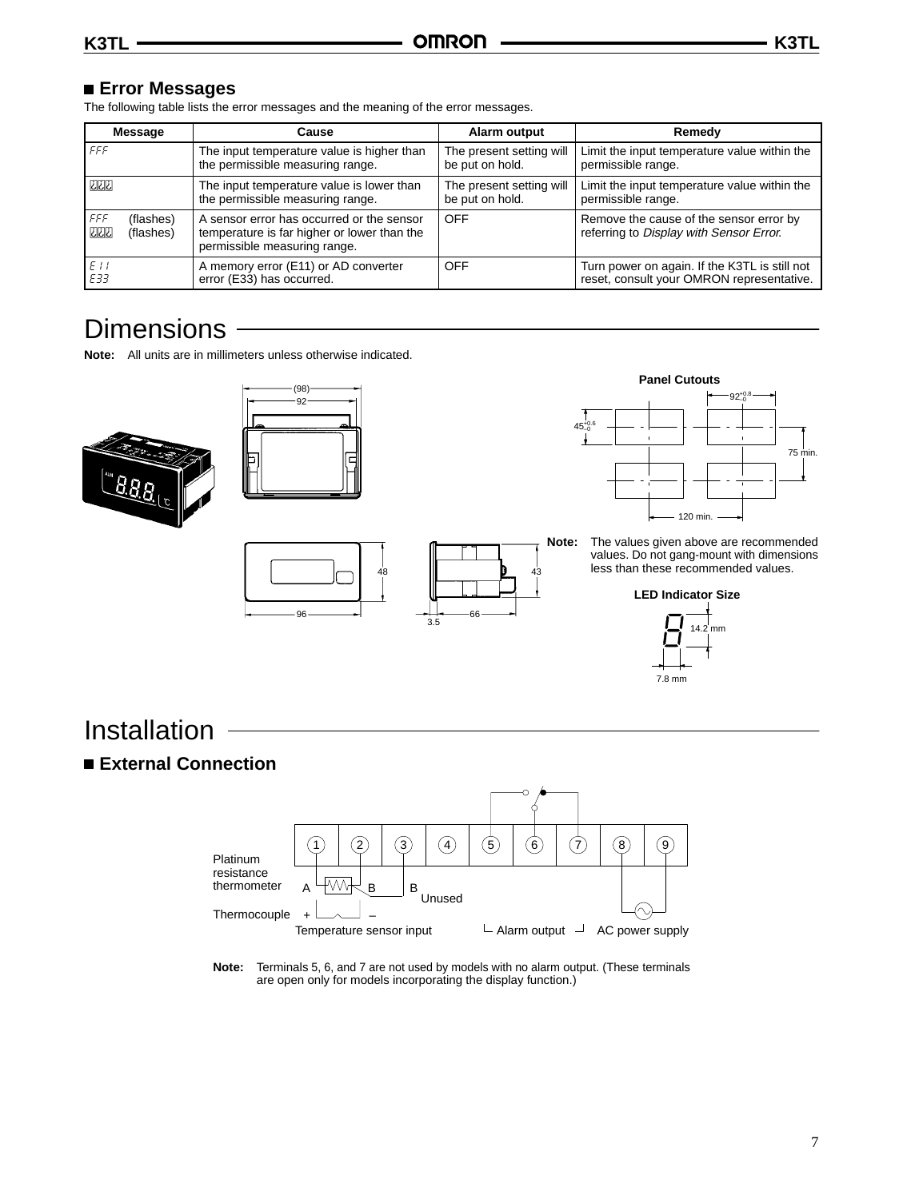## ■ Error Messages

The following table lists the error messages and the meaning of the error messages.

| Message | Cause | Alarm output | Remedy |
|---|---|---|---|
| FFF | The input temperature value is higher than the permissible measuring range. | The present setting will be put on hold. | Limit the input temperature value within the permissible range. |
| ___ | The input temperature value is lower than the permissible measuring range. | The present setting will be put on hold. | Limit the input temperature value within the permissible range. |
| FFF (flashes)<br>___ (flashes) | A sensor error has occurred or the sensor temperature is far higher or lower than the permissible measuring range. | OFF | Remove the cause of the sensor error by referring to *Display with Sensor Error.* |
| E11<br>E33 | A memory error (E11) or AD converter error (E33) has occurred. | OFF | Turn power on again. If the K3TL is still not reset, consult your OMRON representative. |

# Dimensions

**Note:** All units are in millimeters unless otherwise indicated.

(98)
92
48
96
43
3.5
66

**Panel Cutouts**

$92^{+0.8}_{-0}$
$45^{+0.6}_{-0}$
75 min.
120 min.

**Note:** The values given above are recommended values. Do not gang-mount with dimensions less than these recommended values.

**LED Indicator Size**

14.2 mm
7.8 mm

# Installation

## ■ External Connection

1 2 3 4 5 6 7 8 9

Platinum resistance thermometer: A, B, B

Thermocouple: +, –

Unused

Temperature sensor input | Alarm output | AC power supply

**Note:** Terminals 5, 6, and 7 are not used by models with no alarm output. (These terminals are open only for models incorporating the display function.)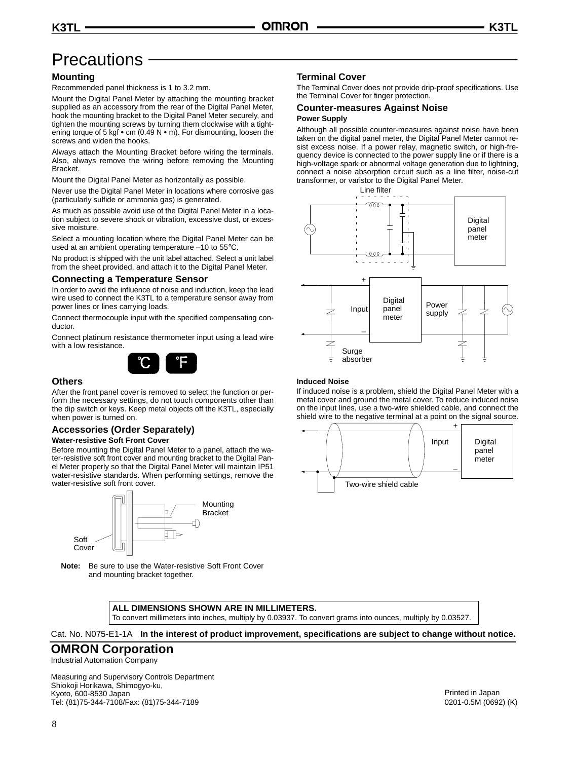# Precautions

## Mounting

Recommended panel thickness is 1 to 3.2 mm.

Mount the Digital Panel Meter by attaching the mounting bracket supplied as an accessory from the rear of the Digital Panel Meter, hook the mounting bracket to the Digital Panel Meter securely, and tighten the mounting screws by turning them clockwise with a tightening torque of 5 kgf • cm (0.49 N • m). For dismounting, loosen the screws and widen the hooks.

Always attach the Mounting Bracket before wiring the terminals. Also, always remove the wiring before removing the Mounting Bracket.

Mount the Digital Panel Meter as horizontally as possible.

Never use the Digital Panel Meter in locations where corrosive gas (particularly sulfide or ammonia gas) is generated.

As much as possible avoid use of the Digital Panel Meter in a location subject to severe shock or vibration, excessive dust, or excessive moisture.

Select a mounting location where the Digital Panel Meter can be used at an ambient operating temperature –10 to 55°C.

No product is shipped with the unit label attached. Select a unit label from the sheet provided, and attach it to the Digital Panel Meter.

## Connecting a Temperature Sensor

In order to avoid the influence of noise and induction, keep the lead wire used to connect the K3TL to a temperature sensor away from power lines or lines carrying loads.

Connect thermocouple input with the specified compensating conductor.

Connect platinum resistance thermometer input using a lead wire with a low resistance.

°C °F

## Others

After the front panel cover is removed to select the function or perform the necessary settings, do not touch components other than the dip switch or keys. Keep metal objects off the K3TL, especially when power is turned on.

## Accessories (Order Separately)

### Water-resistive Soft Front Cover

Before mounting the Digital Panel Meter to a panel, attach the water-resistive soft front cover and mounting bracket to the Digital Panel Meter properly so that the Digital Panel Meter will maintain IP51 water-resistive standards. When performing settings, remove the water-resistive soft front cover.

Mounting Bracket

Soft Cover

**Note:** Be sure to use the Water-resistive Soft Front Cover and mounting bracket together.

## Terminal Cover

The Terminal Cover does not provide drip-proof specifications. Use the Terminal Cover for finger protection.

## Counter-measures Against Noise

### Power Supply

Although all possible counter-measures against noise have been taken on the digital panel meter, the Digital Panel Meter cannot resist excess noise. If a power relay, magnetic switch, or high-frequency device is connected to the power supply line or if there is a high-voltage spark or abnormal voltage generation due to lightning, connect a noise absorption circuit such as a line filter, noise-cut transformer, or varistor to the Digital Panel Meter.

Line filter

Digital panel meter

+

Input

Digital panel meter

Power supply

–

Surge absorber

### Induced Noise

If induced noise is a problem, shield the Digital Panel Meter with a metal cover and ground the metal cover. To reduce induced noise on the input lines, use a two-wire shielded cable, and connect the shield wire to the negative terminal at a point on the signal source.

+

Input

Digital panel meter

–

Two-wire shield cable

**ALL DIMENSIONS SHOWN ARE IN MILLIMETERS.**
To convert millimeters into inches, multiply by 0.03937. To convert grams into ounces, multiply by 0.03527.

Cat. No. N075-E1-1A **In the interest of product improvement, specifications are subject to change without notice.**

**OMRON Corporation**
Industrial Automation Company

Measuring and Supervisory Controls Department
Shiokoji Horikawa, Shimogyo-ku,
Kyoto, 600-8530 Japan
Tel: (81)75-344-7108/Fax: (81)75-344-7189

Printed in Japan
0201-0.5M (0692) (K)